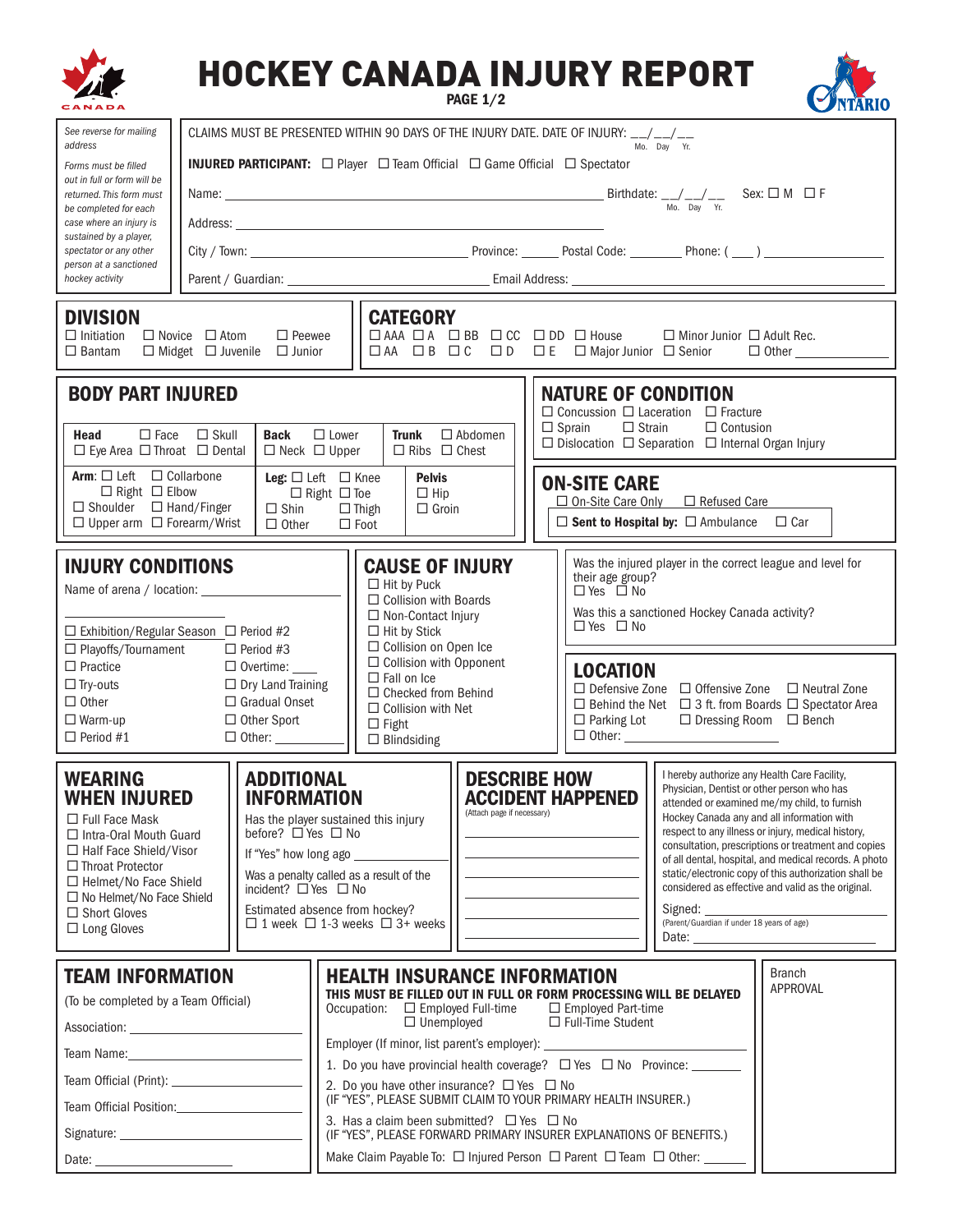# HOCKEY CANADA INJURY REPORT

PAGE 1/2

*See reverse for mailing address*

*Forms must be filled out in full or form will be returned. This form must be completed for each case where an injury is sustained by a player, spectator or any other person at a sanctioned hockey activity*

CLAIMS MUST BE PRESENTED WITHIN 90 DAYS OF THE INJURY DATE. DATE OF INJURY: __/__/__ (Mo. Day Yr.)

**INJURED PARTICIPANT:** ☐ Player ☐ Team Official ☐ Game Official ☐ Spectator

Name: ______________________ Birthdate: __/__/__ (Mo. Day Yr.) Sex: ☐ M ☐ F

Address: ______________________

City / Town: ______________ Province: ______ Postal Code: ________ Phone: ( ___ ) __________

Parent / Guardian: ______________________ Email Address: ______________________

## DIVISION

☐ Initiation ☐ Novice ☐ Atom ☐ Peewee
☐ Bantam ☐ Midget ☐ Juvenile ☐ Junior

## CATEGORY

☐ AAA ☐ A ☐ BB ☐ CC ☐ DD ☐ House ☐ Minor Junior ☐ Adult Rec.
☐ AA ☐ B ☐ C ☐ D ☐ E ☐ Major Junior ☐ Senior ☐ Other __________

## BODY PART INJURED

**Head** ☐ Face ☐ Skull ☐ Eye Area ☐ Throat ☐ Dental

**Back** ☐ Lower ☐ Neck ☐ Upper

**Trunk** ☐ Abdomen ☐ Ribs ☐ Chest

**Arm:** ☐ Left ☐ Right ☐ Collarbone ☐ Elbow ☐ Shoulder ☐ Hand/Finger ☐ Upper arm ☐ Forearm/Wrist

**Leg:** ☐ Left ☐ Right ☐ Knee ☐ Toe ☐ Shin ☐ Thigh ☐ Other ☐ Foot

**Pelvis** ☐ Hip ☐ Groin

## NATURE OF CONDITION

☐ Concussion ☐ Laceration ☐ Fracture
☐ Sprain ☐ Strain ☐ Contusion
☐ Dislocation ☐ Separation ☐ Internal Organ Injury

## ON-SITE CARE

☐ On-Site Care Only ☐ Refused Care

☐ **Sent to Hospital by:** ☐ Ambulance ☐ Car

## INJURY CONDITIONS

Name of arena / location: ______________________

☐ Exhibition/Regular Season ☐ Period #2
☐ Playoffs/Tournament ☐ Period #3
☐ Practice ☐ Overtime: ____
☐ Try-outs ☐ Dry Land Training
☐ Other ☐ Gradual Onset
☐ Warm-up ☐ Other Sport
☐ Period #1 ☐ Other: __________

## CAUSE OF INJURY

☐ Hit by Puck
☐ Collision with Boards
☐ Non-Contact Injury
☐ Hit by Stick
☐ Collision on Open Ice
☐ Collision with Opponent
☐ Fall on Ice
☐ Checked from Behind
☐ Collision with Net
☐ Fight
☐ Blindsiding

Was the injured player in the correct league and level for their age group?
☐ Yes ☐ No

Was this a sanctioned Hockey Canada activity?
☐ Yes ☐ No

## LOCATION

☐ Defensive Zone ☐ Offensive Zone ☐ Neutral Zone
☐ Behind the Net ☐ 3 ft. from Boards ☐ Spectator Area
☐ Parking Lot ☐ Dressing Room ☐ Bench
☐ Other: __________

## WEARING WHEN INJURED

☐ Full Face Mask
☐ Intra-Oral Mouth Guard
☐ Half Face Shield/Visor
☐ Throat Protector
☐ Helmet/No Face Shield
☐ No Helmet/No Face Shield
☐ Short Gloves
☐ Long Gloves

## ADDITIONAL INFORMATION

Has the player sustained this injury before? ☐ Yes ☐ No

If "Yes" how long ago __________

Was a penalty called as a result of the incident? ☐ Yes ☐ No

Estimated absence from hockey?
☐ 1 week ☐ 1-3 weeks ☐ 3+ weeks

## DESCRIBE HOW ACCIDENT HAPPENED

(Attach page if necessary)

______________________
______________________
______________________
______________________
______________________

I hereby authorize any Health Care Facility, Physician, Dentist or other person who has attended or examined me/my child, to furnish Hockey Canada any and all information with respect to any illness or injury, medical history, consultation, prescriptions or treatment and copies of all dental, hospital, and medical records. A photo static/electronic copy of this authorization shall be considered as effective and valid as the original.

Signed: ______________________
(Parent/Guardian if under 18 years of age)

Date: ______________________

## TEAM INFORMATION

(To be completed by a Team Official)

Association: ______________________

Team Name: ______________________

Team Official (Print): ______________________

Team Official Position: ______________________

Signature: ______________________

Date: ______________________

## HEALTH INSURANCE INFORMATION

**THIS MUST BE FILLED OUT IN FULL OR FORM PROCESSING WILL BE DELAYED**

Occupation: ☐ Employed Full-time ☐ Employed Part-time ☐ Unemployed ☐ Full-Time Student

Employer (If minor, list parent's employer): ______________________

1. Do you have provincial health coverage? ☐ Yes ☐ No Province: _______
2. Do you have other insurance? ☐ Yes ☐ No
(IF "YES", PLEASE SUBMIT CLAIM TO YOUR PRIMARY HEALTH INSURER.)
3. Has a claim been submitted? ☐ Yes ☐ No
(IF "YES", PLEASE FORWARD PRIMARY INSURER EXPLANATIONS OF BENEFITS.)

Make Claim Payable To: ☐ Injured Person ☐ Parent ☐ Team ☐ Other: ______

Branch APPROVAL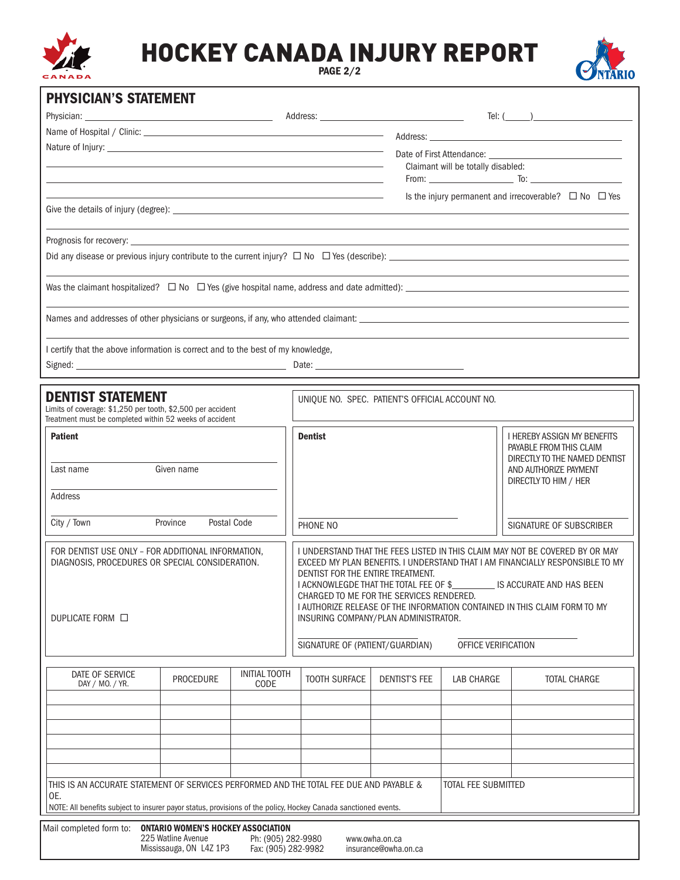# HOCKEY CANADA INJURY REPORT

**PAGE 2/2**

## PHYSICIAN'S STATEMENT

Physician: ______________________ Address: ______________________ Tel: (____) ______________

Name of Hospital / Clinic: ______________________ Address: ______________________

Nature of Injury: ______________________

Date of First Attendance: ______________________

Claimant will be totally disabled:
From: ______________ To: ______________

Is the injury permanent and irrecoverable? ☐ No ☐ Yes

Give the details of injury (degree): ______________________

Prognosis for recovery: ______________________

Did any disease or previous injury contribute to the current injury? ☐ No ☐ Yes (describe): ______________________

Was the claimant hospitalized? ☐ No ☐ Yes (give hospital name, address and date admitted): ______________________

Names and addresses of other physicians or surgeons, if any, who attended claimant: ______________________

I certify that the above information is correct and to the best of my knowledge,

Signed: ______________________ Date: ______________________

## DENTIST STATEMENT

Limits of coverage: $1,250 per tooth, $2,500 per accident
Treatment must be completed within 52 weeks of accident

UNIQUE NO. SPEC. PATIENT'S OFFICIAL ACCOUNT NO.

**Patient**

______________________
Last name Given name

______________________
Address

______________________
City / Town Province Postal Code

**Dentist**

______________________
PHONE NO

I HEREBY ASSIGN MY BENEFITS PAYABLE FROM THIS CLAIM DIRECTLY TO THE NAMED DENTIST AND AUTHORIZE PAYMENT DIRECTLY TO HIM / HER

______________________
SIGNATURE OF SUBSCRIBER

FOR DENTIST USE ONLY – FOR ADDITIONAL INFORMATION, DIAGNOSIS, PROCEDURES OR SPECIAL CONSIDERATION.

DUPLICATE FORM ☐

I UNDERSTAND THAT THE FEES LISTED IN THIS CLAIM MAY NOT BE COVERED BY OR MAY EXCEED MY PLAN BENEFITS. I UNDERSTAND THAT I AM FINANCIALLY RESPONSIBLE TO MY DENTIST FOR THE ENTIRE TREATMENT.
I ACKNOWLEGDE THAT THE TOTAL FEE OF $__________ IS ACCURATE AND HAS BEEN CHARGED TO ME FOR THE SERVICES RENDERED.
I AUTHORIZE RELEASE OF THE INFORMATION CONTAINED IN THIS CLAIM FORM TO MY INSURING COMPANY/PLAN ADMINISTRATOR.

______________________ ______________________
SIGNATURE OF (PATIENT/GUARDIAN) OFFICE VERIFICATION

| DATE OF SERVICE DAY / MO. / YR. | PROCEDURE | INITIAL TOOTH CODE | TOOTH SURFACE | DENTIST'S FEE | LAB CHARGE | TOTAL CHARGE |
|---|---|---|---|---|---|---|
| | | | | | | |
| | | | | | | |
| | | | | | | |
| | | | | | | |
| | | | | | | |
| | | | | | | |

THIS IS AN ACCURATE STATEMENT OF SERVICES PERFORMED AND THE TOTAL FEE DUE AND PAYABLE & OE.

TOTAL FEE SUBMITTED

NOTE: All benefits subject to insurer payor status, provisions of the policy, Hockey Canada sanctioned events.

Mail completed form to: **ONTARIO WOMEN'S HOCKEY ASSOCIATION**
225 Watline Avenue
Mississauga, ON L4Z 1P3
Ph: (905) 282-9980
Fax: (905) 282-9982
www.owha.on.ca
insurance@owha.on.ca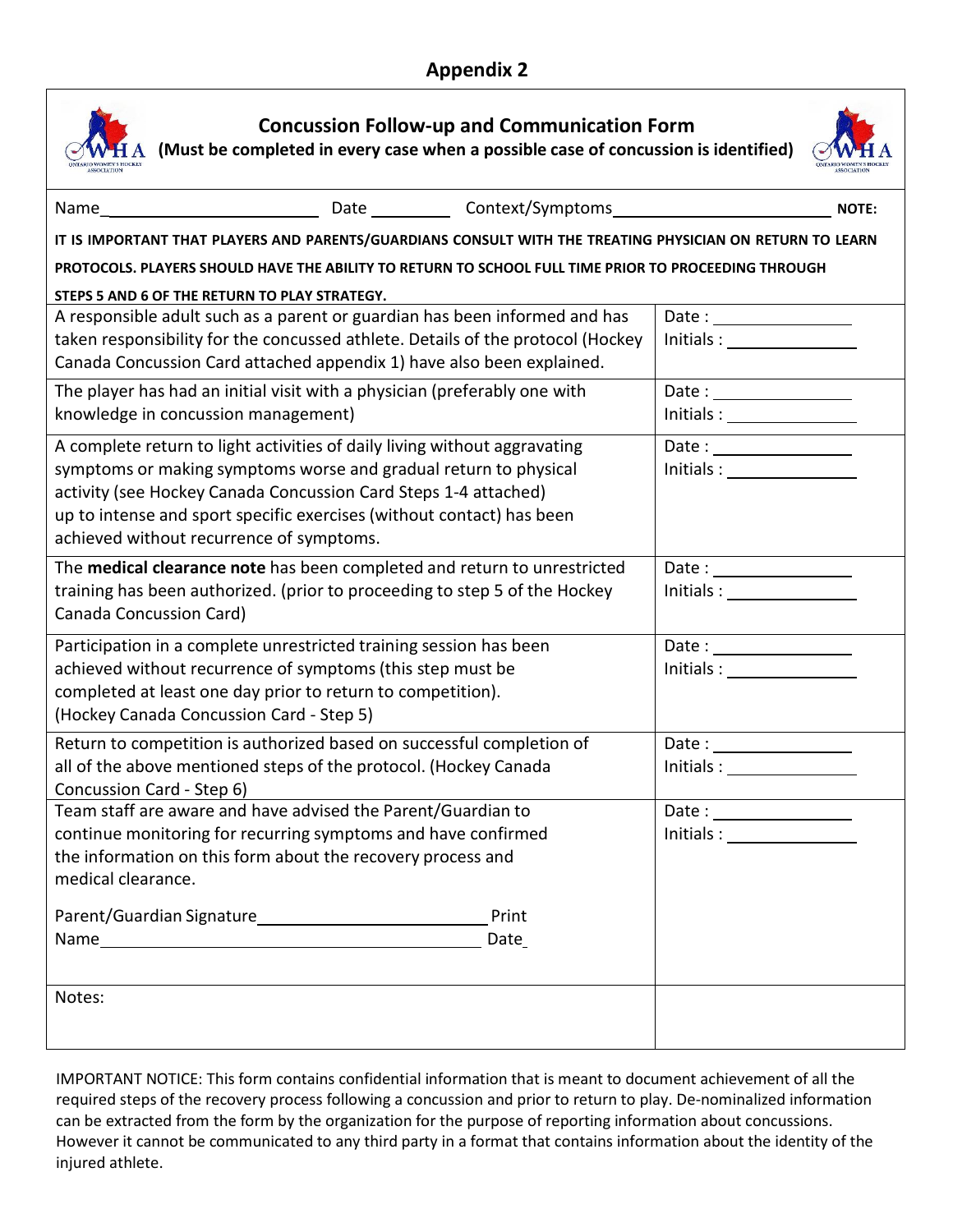## Appendix 2

### Concussion Follow-up and Communication Form

**(Must be completed in every case when a possible case of concussion is identified)**

Name\_\_\_\_\_\_\_\_\_\_\_\_\_\_\_\_\_\_\_\_\_\_\_\_ Date \_\_\_\_\_\_\_\_\_ Context/Symptoms\_\_\_\_\_\_\_\_\_\_\_\_\_\_\_\_\_\_\_\_\_\_\_\_ **NOTE:**

**IT IS IMPORTANT THAT PLAYERS AND PARENTS/GUARDIANS CONSULT WITH THE TREATING PHYSICIAN ON RETURN TO LEARN PROTOCOLS. PLAYERS SHOULD HAVE THE ABILITY TO RETURN TO SCHOOL FULL TIME PRIOR TO PROCEEDING THROUGH STEPS 5 AND 6 OF THE RETURN TO PLAY STRATEGY.**

| | |
|---|---|
| A responsible adult such as a parent or guardian has been informed and has taken responsibility for the concussed athlete. Details of the protocol (Hockey Canada Concussion Card attached appendix 1) have also been explained. | Date : \_\_\_\_\_\_\_\_\_\_\_\_\_\_\_ Initials : \_\_\_\_\_\_\_\_\_\_\_\_\_\_\_ |
| The player has had an initial visit with a physician (preferably one with knowledge in concussion management) | Date : \_\_\_\_\_\_\_\_\_\_\_\_\_\_\_ Initials : \_\_\_\_\_\_\_\_\_\_\_\_\_\_\_ |
| A complete return to light activities of daily living without aggravating symptoms or making symptoms worse and gradual return to physical activity (see Hockey Canada Concussion Card Steps 1-4 attached) up to intense and sport specific exercises (without contact) has been achieved without recurrence of symptoms. | Date : \_\_\_\_\_\_\_\_\_\_\_\_\_\_\_ Initials : \_\_\_\_\_\_\_\_\_\_\_\_\_\_\_ |
| The **medical clearance note** has been completed and return to unrestricted training has been authorized. (prior to proceeding to step 5 of the Hockey Canada Concussion Card) | Date : \_\_\_\_\_\_\_\_\_\_\_\_\_\_\_ Initials : \_\_\_\_\_\_\_\_\_\_\_\_\_\_\_ |
| Participation in a complete unrestricted training session has been achieved without recurrence of symptoms (this step must be completed at least one day prior to return to competition). (Hockey Canada Concussion Card - Step 5) | Date : \_\_\_\_\_\_\_\_\_\_\_\_\_\_\_ Initials : \_\_\_\_\_\_\_\_\_\_\_\_\_\_\_ |
| Return to competition is authorized based on successful completion of all of the above mentioned steps of the protocol. (Hockey Canada Concussion Card - Step 6) | Date : \_\_\_\_\_\_\_\_\_\_\_\_\_\_\_ Initials : \_\_\_\_\_\_\_\_\_\_\_\_\_\_\_ |
| Team staff are aware and have advised the Parent/Guardian to continue monitoring for recurring symptoms and have confirmed the information on this form about the recovery process and medical clearance.<br><br>Parent/Guardian Signature\_\_\_\_\_\_\_\_\_\_\_\_\_\_\_\_\_\_\_\_\_\_\_\_\_\_ Print Name\_\_\_\_\_\_\_\_\_\_\_\_\_\_\_\_\_\_\_\_\_\_\_\_\_\_\_\_\_\_\_\_\_\_\_\_\_\_\_\_\_\_\_\_ Date\_ | Date : \_\_\_\_\_\_\_\_\_\_\_\_\_\_\_ Initials : \_\_\_\_\_\_\_\_\_\_\_\_\_\_\_ |
| Notes: | |

IMPORTANT NOTICE: This form contains confidential information that is meant to document achievement of all the required steps of the recovery process following a concussion and prior to return to play. De-nominalized information can be extracted from the form by the organization for the purpose of reporting information about concussions. However it cannot be communicated to any third party in a format that contains information about the identity of the injured athlete.